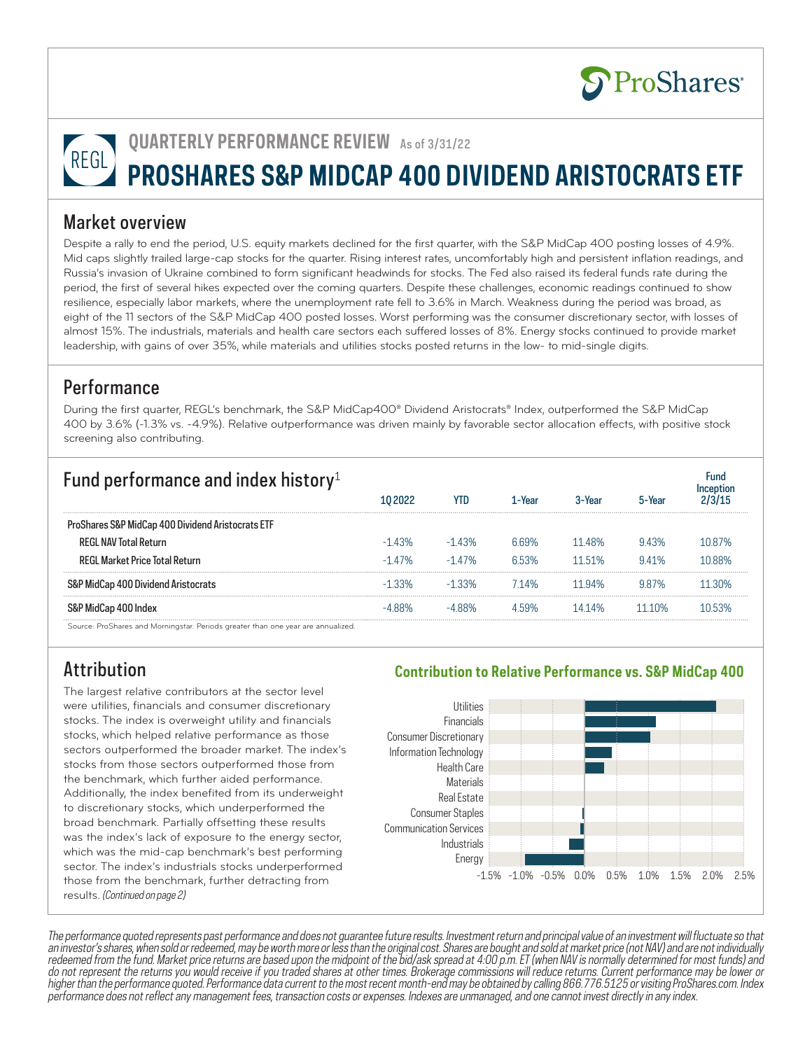# QUARTERLY PERFORMANCE REVIEW As of 3/31/22

# PROSHARES S&P MIDCAP 400 DIVIDEND ARISTOCRATS ETF

REGL

## Market overview

Despite a rally to end the period, U.S. equity markets declined for the first quarter, with the S&P MidCap 400 posting losses of 4.9%. Mid caps slightly trailed large-cap stocks for the quarter. Rising interest rates, uncomfortably high and persistent inflation readings, and Russia's invasion of Ukraine combined to form significant headwinds for stocks. The Fed also raised its federal funds rate during the period, the first of several hikes expected over the coming quarters. Despite these challenges, economic readings continued to show resilience, especially labor markets, where the unemployment rate fell to 3.6% in March. Weakness during the period was broad, as eight of the 11 sectors of the S&P MidCap 400 posted losses. Worst performing was the consumer discretionary sector, with losses of almost 15%. The industrials, materials and health care sectors each suffered losses of 8%. Energy stocks continued to provide market leadership, with gains of over 35%, while materials and utilities stocks posted returns in the low- to mid-single digits.

## Performance

During the first quarter, REGL's benchmark, the S&P MidCap400® Dividend Aristocrats® Index, outperformed the S&P MidCap 400 by 3.6% (-1.3% vs. -4.9%). Relative outperformance was driven mainly by favorable sector allocation effects, with positive stock screening also contributing.

## Fund performance and index history[1]

| | 1Q 2022 | YTD | 1-Year | 3-Year | 5-Year | Fund Inception 2/3/15 |
|---|---|---|---|---|---|---|
| **ProShares S&P MidCap 400 Dividend Aristocrats ETF** | | | | | | |
| REGL NAV Total Return | -1.43% | -1.43% | 6.69% | 11.48% | 9.43% | 10.87% |
| REGL Market Price Total Return | -1.47% | -1.47% | 6.53% | 11.51% | 9.41% | 10.88% |
| **S&P MidCap 400 Dividend Aristocrats** | -1.33% | -1.33% | 7.14% | 11.94% | 9.87% | 11.30% |
| **S&P MidCap 400 Index** | -4.88% | -4.88% | 4.59% | 14.14% | 11.10% | 10.53% |

Source: ProShares and Morningstar. Periods greater than one year are annualized.

## Attribution

The largest relative contributors at the sector level were utilities, financials and consumer discretionary stocks. The index is overweight utility and financials stocks, which helped relative performance as those sectors outperformed the broader market. The index's stocks from those sectors outperformed those from the benchmark, which further aided performance. Additionally, the index benefited from its underweight to discretionary stocks, which underperformed the broad benchmark. Partially offsetting these results was the index's lack of exposure to the energy sector, which was the mid-cap benchmark's best performing sector. The index's industrials stocks underperformed those from the benchmark, further detracting from results. *(Continued on page 2)*

### Contribution to Relative Performance vs. S&P MidCap 400

Sectors shown: Utilities, Financials, Consumer Discretionary, Information Technology, Health Care, Materials, Real Estate, Consumer Staples, Communication Services, Industrials, Energy (axis: -1.5% to 2.5%)

*The performance quoted represents past performance and does not guarantee future results. Investment return and principal value of an investment will fluctuate so that an investor's shares, when sold or redeemed, may be worth more or less than the original cost. Shares are bought and sold at market price (not NAV) and are not individually redeemed from the fund. Market price returns are based upon the midpoint of the bid/ask spread at 4:00 p.m. ET (when NAV is normally determined for most funds) and do not represent the returns you would receive if you traded shares at other times. Brokerage commissions will reduce returns. Current performance may be lower or higher than the performance quoted. Performance data current to the most recent month-end may be obtained by calling 866.776.5125 or visiting ProShares.com. Index performance does not reflect any management fees, transaction costs or expenses. Indexes are unmanaged, and one cannot invest directly in any index.*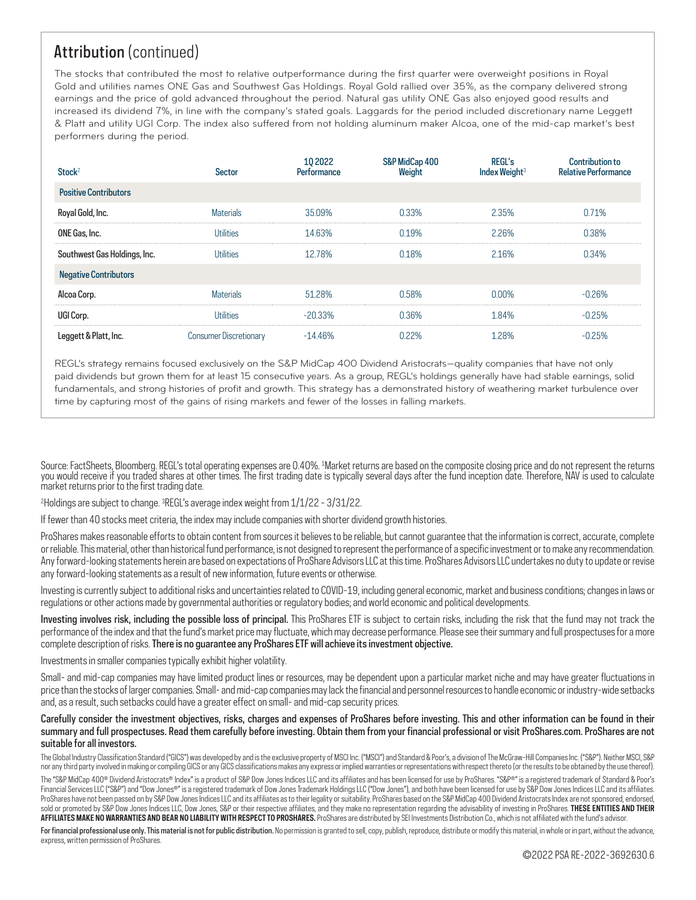## Attribution (continued)

The stocks that contributed the most to relative outperformance during the first quarter were overweight positions in Royal Gold and utilities names ONE Gas and Southwest Gas Holdings. Royal Gold rallied over 35%, as the company delivered strong earnings and the price of gold advanced throughout the period. Natural gas utility ONE Gas also enjoyed good results and increased its dividend 7%, in line with the company's stated goals. Laggards for the period included discretionary name Leggett & Platt and utility UGI Corp. The index also suffered from not holding aluminum maker Alcoa, one of the mid-cap market's best performers during the period.

| Stock[2] | Sector | 1Q 2022 Performance | S&P MidCap 400 Weight | REGL's Index Weight[3] | Contribution to Relative Performance |
|---|---|---|---|---|---|
| **Positive Contributors** | | | | | |
| Royal Gold, Inc. | Materials | 35.09% | 0.33% | 2.35% | 0.71% |
| ONE Gas, Inc. | Utilities | 14.63% | 0.19% | 2.26% | 0.38% |
| Southwest Gas Holdings, Inc. | Utilities | 12.78% | 0.18% | 2.16% | 0.34% |
| **Negative Contributors** | | | | | |
| Alcoa Corp. | Materials | 51.28% | 0.58% | 0.00% | -0.26% |
| UGI Corp. | Utilities | -20.33% | 0.36% | 1.84% | -0.25% |
| Leggett & Platt, Inc. | Consumer Discretionary | -14.46% | 0.22% | 1.28% | -0.25% |

REGL's strategy remains focused exclusively on the S&P MidCap 400 Dividend Aristocrats—quality companies that have not only paid dividends but grown them for at least 15 consecutive years. As a group, REGL's holdings generally have had stable earnings, solid fundamentals, and strong histories of profit and growth. This strategy has a demonstrated history of weathering market turbulence over time by capturing most of the gains of rising markets and fewer of the losses in falling markets.

Source: FactSheets, Bloomberg. REGL's total operating expenses are 0.40%. [1]Market returns are based on the composite closing price and do not represent the returns you would receive if you traded shares at other times. The first trading date is typically several days after the fund inception date. Therefore, NAV is used to calculate market returns prior to the first trading date.

[2]Holdings are subject to change. [3]REGL's average index weight from 1/1/22 - 3/31/22.

If fewer than 40 stocks meet criteria, the index may include companies with shorter dividend growth histories.

ProShares makes reasonable efforts to obtain content from sources it believes to be reliable, but cannot guarantee that the information is correct, accurate, complete or reliable. This material, other than historical fund performance, is not designed to represent the performance of a specific investment or to make any recommendation. Any forward-looking statements herein are based on expectations of ProShare Advisors LLC at this time. ProShares Advisors LLC undertakes no duty to update or revise any forward-looking statements as a result of new information, future events or otherwise.

Investing is currently subject to additional risks and uncertainties related to COVID-19, including general economic, market and business conditions; changes in laws or regulations or other actions made by governmental authorities or regulatory bodies; and world economic and political developments.

**Investing involves risk, including the possible loss of principal.** This ProShares ETF is subject to certain risks, including the risk that the fund may not track the performance of the index and that the fund's market price may fluctuate, which may decrease performance. Please see their summary and full prospectuses for a more complete description of risks. **There is no guarantee any ProShares ETF will achieve its investment objective.**

Investments in smaller companies typically exhibit higher volatility.

Small- and mid-cap companies may have limited product lines or resources, may be dependent upon a particular market niche and may have greater fluctuations in price than the stocks of larger companies. Small- and mid-cap companies may lack the financial and personnel resources to handle economic or industry-wide setbacks and, as a result, such setbacks could have a greater effect on small- and mid-cap security prices.

**Carefully consider the investment objectives, risks, charges and expenses of ProShares before investing. This and other information can be found in their summary and full prospectuses. Read them carefully before investing. Obtain them from your financial professional or visit ProShares.com. ProShares are not suitable for all investors.**

The Global Industry Classification Standard ("GICS") was developed by and is the exclusive property of MSCI Inc. ("MSCI") and Standard & Poor's, a division of The McGraw-Hill Companies Inc. ("S&P"). Neither MSCI, S&P nor any third party involved in making or compiling GICS or any GICS classifications makes any express or implied warranties or representations with respect thereto (or the results to be obtained by the use thereof).

The "S&P MidCap 400® Dividend Aristocrats® Index" is a product of S&P Dow Jones Indices LLC and its affiliates and has been licensed for use by ProShares. "S&P®" is a registered trademark of Standard & Poor's Financial Services LLC ("S&P") and "Dow Jones®" is a registered trademark of Dow Jones Trademark Holdings LLC ("Dow Jones"), and both have been licensed for use by S&P Dow Jones Indices LLC and its affiliates. ProShares have not been passed on by S&P Dow Jones Indices LLC and its affiliates as to their legality or suitability. ProShares based on the S&P MidCap 400 Dividend Aristocrats Index are not sponsored, endorsed, sold or promoted by S&P Dow Jones Indices LLC, Dow Jones, S&P or their respective affiliates, and they make no representation regarding the advisability of investing in ProShares. **THESE ENTITIES AND THEIR AFFILIATES MAKE NO WARRANTIES AND BEAR NO LIABILITY WITH RESPECT TO PROSHARES.** ProShares are distributed by SEI Investments Distribution Co., which is not affiliated with the fund's advisor.

**For financial professional use only. This material is not for public distribution.** No permission is granted to sell, copy, publish, reproduce, distribute or modify this material, in whole or in part, without the advance, express, written permission of ProShares.

©2022 PSA RE-2022-3692630.6